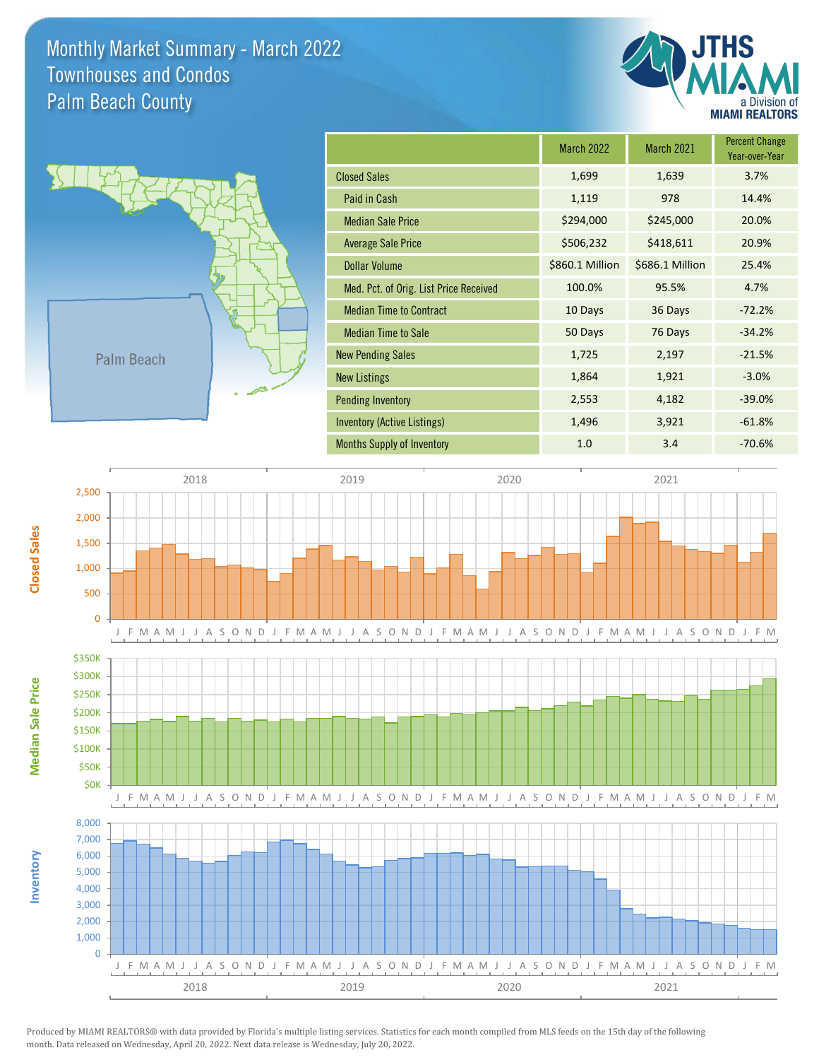# Monthly Market Summary - March 2022
## Townhouses and Condos
## Palm Beach County

| | March 2022 | March 2021 | Percent Change Year-over-Year |
|---|---|---|---|
| Closed Sales | 1,699 | 1,639 | 3.7% |
| Paid in Cash | 1,119 | 978 | 14.4% |
| Median Sale Price | $294,000 | $245,000 | 20.0% |
| Average Sale Price | $506,232 | $418,611 | 20.9% |
| Dollar Volume | $860.1 Million | $686.1 Million | 25.4% |
| Med. Pct. of Orig. List Price Received | 100.0% | 95.5% | 4.7% |
| Median Time to Contract | 10 Days | 36 Days | -72.2% |
| Median Time to Sale | 50 Days | 76 Days | -34.2% |
| New Pending Sales | 1,725 | 2,197 | -21.5% |
| New Listings | 1,864 | 1,921 | -3.0% |
| Pending Inventory | 2,553 | 4,182 | -39.0% |
| Inventory (Active Listings) | 1,496 | 3,921 | -61.8% |
| Months Supply of Inventory | 1.0 | 3.4 | -70.6% |

Produced by MIAMI REALTORS® with data provided by Florida's multiple listing services. Statistics for each month compiled from MLS feeds on the 15th day of the following month. Data released on Wednesday, April 20, 2022. Next data release is Wednesday, July 20, 2022.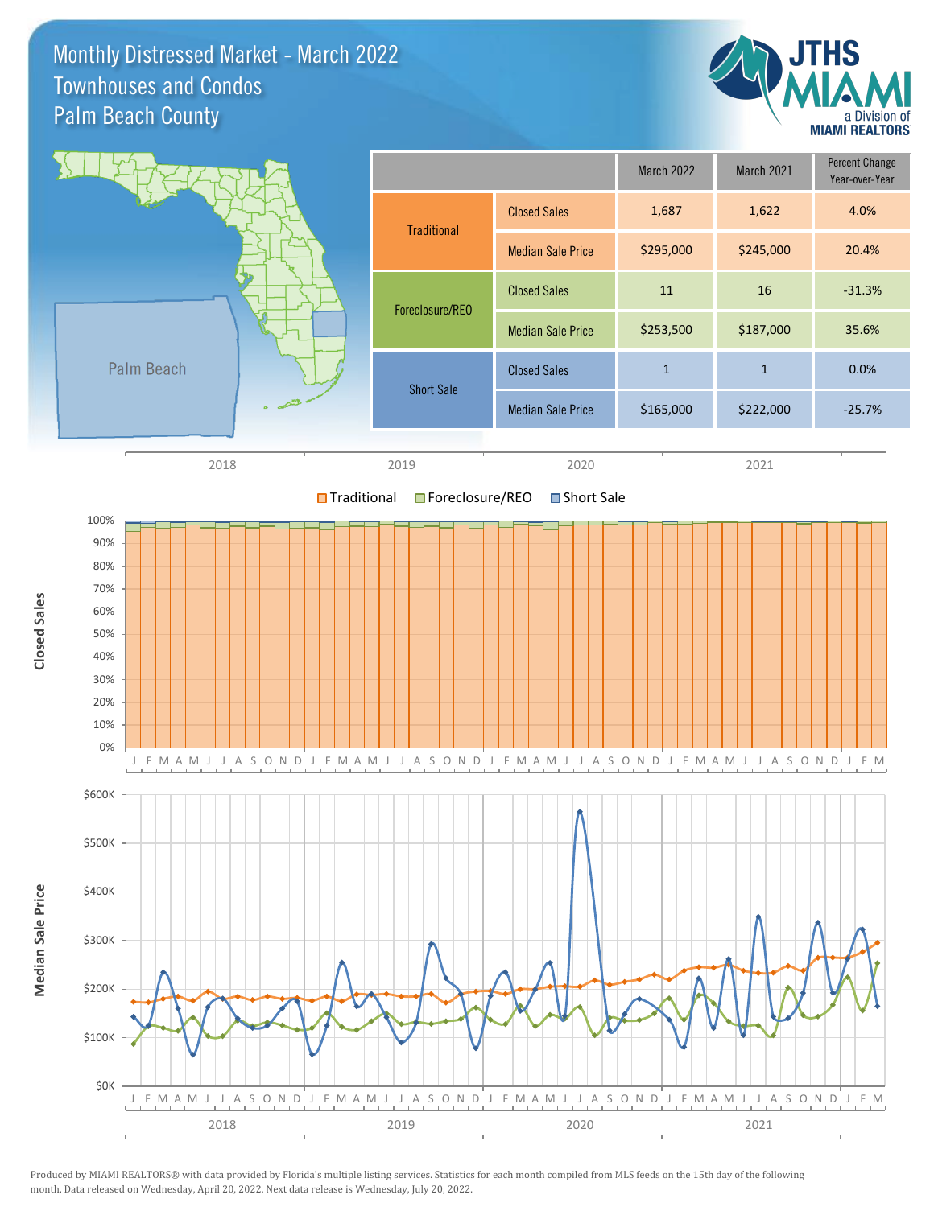# Monthly Distressed Market - March 2022
## Townhouses and Condos
## Palm Beach County

JTHS MIAMI
a Division of
MIAMI REALTORS

Palm Beach

| | | March 2022 | March 2021 | Percent Change Year-over-Year |
|---|---|---|---|---|
| Traditional | Closed Sales | 1,687 | 1,622 | 4.0% |
| | Median Sale Price | $295,000 | $245,000 | 20.4% |
| Foreclosure/REO | Closed Sales | 11 | 16 | -31.3% |
| | Median Sale Price | $253,500 | $187,000 | 35.6% |
| Short Sale | Closed Sales | 1 | 1 | 0.0% |
| | Median Sale Price | $165,000 | $222,000 | -25.7% |

2018 2019 2020 2021

Traditional Foreclosure/REO Short Sale

Closed Sales

100% 90% 80% 70% 60% 50% 40% 30% 20% 10% 0%

J F M A M J J A S O N D J F M A M J J A S O N D J F M A M J J A S O N D J F M A M J J A S O N D J F M

Median Sale Price

$600K $500K $400K $300K $200K $100K $0K

J F M A M J J A S O N D J F M A M J J A S O N D J F M A M J J A S O N D J F M A M J J A S O N D J F M

2018 2019 2020 2021

Produced by MIAMI REALTORS® with data provided by Florida's multiple listing services. Statistics for each month compiled from MLS feeds on the 15th day of the following month. Data released on Wednesday, April 20, 2022. Next data release is Wednesday, July 20, 2022.